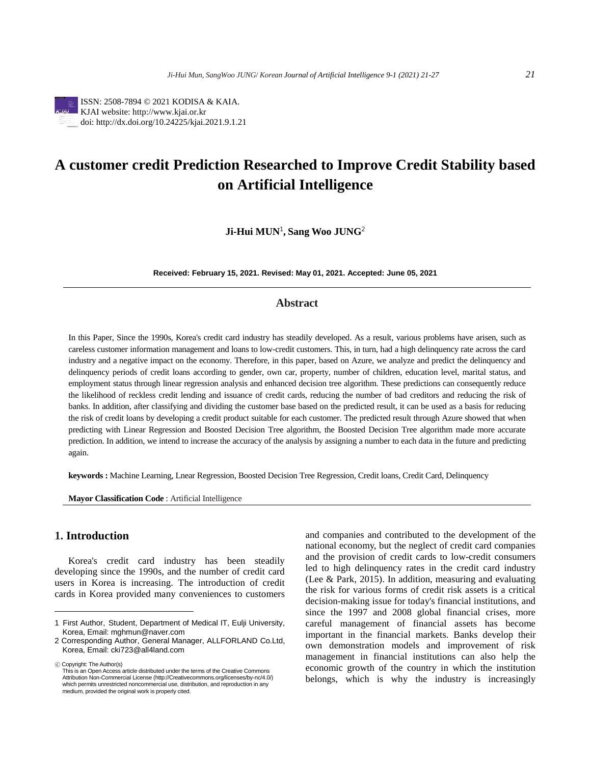ISSN: 2508-7894 © 2021 KODISA & KAIA.
KJAI website: http://www.kjai.or.kr
doi: http://dx.doi.org/10.24225/kjai.2021.9.1.21

# A customer credit Prediction Researched to Improve Credit Stability based on Artificial Intelligence

**Ji-Hui MUN[1], Sang Woo JUNG[2]**

**Received: February 15, 2021. Revised: May 01, 2021. Accepted: June 05, 2021**

## Abstract

In this Paper, Since the 1990s, Korea's credit card industry has steadily developed. As a result, various problems have arisen, such as careless customer information management and loans to low-credit customers. This, in turn, had a high delinquency rate across the card industry and a negative impact on the economy. Therefore, in this paper, based on Azure, we analyze and predict the delinquency and delinquency periods of credit loans according to gender, own car, property, number of children, education level, marital status, and employment status through linear regression analysis and enhanced decision tree algorithm. These predictions can consequently reduce the likelihood of reckless credit lending and issuance of credit cards, reducing the number of bad creditors and reducing the risk of banks. In addition, after classifying and dividing the customer base based on the predicted result, it can be used as a basis for reducing the risk of credit loans by developing a credit product suitable for each customer. The predicted result through Azure showed that when predicting with Linear Regression and Boosted Decision Tree algorithm, the Boosted Decision Tree algorithm made more accurate prediction. In addition, we intend to increase the accuracy of the analysis by assigning a number to each data in the future and predicting again.

**keywords :** Machine Learning, Lnear Regression, Boosted Decision Tree Regression, Credit loans, Credit Card, Delinquency

**Mayor Classification Code** : Artificial Intelligence

## 1. Introduction

Korea's credit card industry has been steadily developing since the 1990s, and the number of credit card users in Korea is increasing. The introduction of credit cards in Korea provided many conveniences to customers and companies and contributed to the development of the national economy, but the neglect of credit card companies and the provision of credit cards to low-credit consumers led to high delinquency rates in the credit card industry (Lee & Park, 2015). In addition, measuring and evaluating the risk for various forms of credit risk assets is a critical decision-making issue for today's financial institutions, and since the 1997 and 2008 global financial crises, more careful management of financial assets has become important in the financial markets. Banks develop their own demonstration models and improvement of risk management in financial institutions can also help the economic growth of the country in which the institution belongs, which is why the industry is increasingly

---

1 First Author, Student, Department of Medical IT, Eulji University, Korea, Email: mghmun@naver.com

2 Corresponding Author, General Manager, ALLFORLAND Co.Ltd, Korea, Email: cki723@all4land.com

ⓒ Copyright: The Author(s)
This is an Open Access article distributed under the terms of the Creative Commons Attribution Non-Commercial License (http://Creativecommons.org/licenses/by-nc/4.0/) which permits unrestricted noncommercial use, distribution, and reproduction in any medium, provided the original work is properly cited.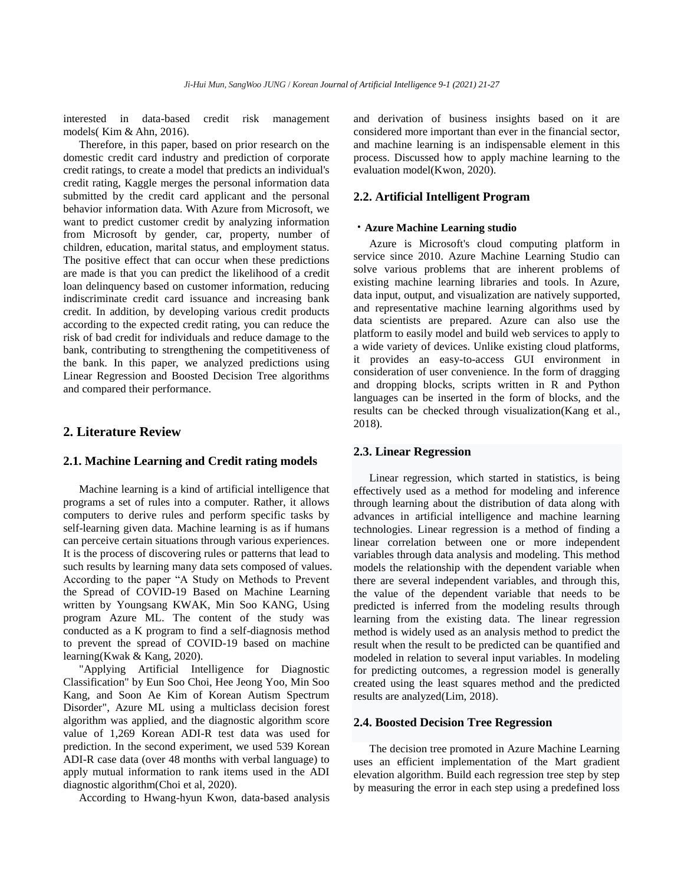interested in data-based credit risk management models( Kim & Ahn, 2016).

Therefore, in this paper, based on prior research on the domestic credit card industry and prediction of corporate credit ratings, to create a model that predicts an individual's credit rating, Kaggle merges the personal information data submitted by the credit card applicant and the personal behavior information data. With Azure from Microsoft, we want to predict customer credit by analyzing information from Microsoft by gender, car, property, number of children, education, marital status, and employment status. The positive effect that can occur when these predictions are made is that you can predict the likelihood of a credit loan delinquency based on customer information, reducing indiscriminate credit card issuance and increasing bank credit. In addition, by developing various credit products according to the expected credit rating, you can reduce the risk of bad credit for individuals and reduce damage to the bank, contributing to strengthening the competitiveness of the bank. In this paper, we analyzed predictions using Linear Regression and Boosted Decision Tree algorithms and compared their performance.

## 2. Literature Review

### 2.1. Machine Learning and Credit rating models

Machine learning is a kind of artificial intelligence that programs a set of rules into a computer. Rather, it allows computers to derive rules and perform specific tasks by self-learning given data. Machine learning is as if humans can perceive certain situations through various experiences. It is the process of discovering rules or patterns that lead to such results by learning many data sets composed of values. According to the paper "A Study on Methods to Prevent the Spread of COVID-19 Based on Machine Learning written by Youngsang KWAK, Min Soo KANG, Using program Azure ML. The content of the study was conducted as a K program to find a self-diagnosis method to prevent the spread of COVID-19 based on machine learning(Kwak & Kang, 2020).

"Applying Artificial Intelligence for Diagnostic Classification" by Eun Soo Choi, Hee Jeong Yoo, Min Soo Kang, and Soon Ae Kim of Korean Autism Spectrum Disorder", Azure ML using a multiclass decision forest algorithm was applied, and the diagnostic algorithm score value of 1,269 Korean ADI-R test data was used for prediction. In the second experiment, we used 539 Korean ADI-R case data (over 48 months with verbal language) to apply mutual information to rank items used in the ADI diagnostic algorithm(Choi et al, 2020).

According to Hwang-hyun Kwon, data-based analysis and derivation of business insights based on it are considered more important than ever in the financial sector, and machine learning is an indispensable element in this process. Discussed how to apply machine learning to the evaluation model(Kwon, 2020).

### 2.2. Artificial Intelligent Program

**・Azure Machine Learning studio**

Azure is Microsoft's cloud computing platform in service since 2010. Azure Machine Learning Studio can solve various problems that are inherent problems of existing machine learning libraries and tools. In Azure, data input, output, and visualization are natively supported, and representative machine learning algorithms used by data scientists are prepared. Azure can also use the platform to easily model and build web services to apply to a wide variety of devices. Unlike existing cloud platforms, it provides an easy-to-access GUI environment in consideration of user convenience. In the form of dragging and dropping blocks, scripts written in R and Python languages can be inserted in the form of blocks, and the results can be checked through visualization(Kang et al., 2018).

### 2.3. Linear Regression

Linear regression, which started in statistics, is being effectively used as a method for modeling and inference through learning about the distribution of data along with advances in artificial intelligence and machine learning technologies. Linear regression is a method of finding a linear correlation between one or more independent variables through data analysis and modeling. This method models the relationship with the dependent variable when there are several independent variables, and through this, the value of the dependent variable that needs to be predicted is inferred from the modeling results through learning from the existing data. The linear regression method is widely used as an analysis method to predict the result when the result to be predicted can be quantified and modeled in relation to several input variables. In modeling for predicting outcomes, a regression model is generally created using the least squares method and the predicted results are analyzed(Lim, 2018).

### 2.4. Boosted Decision Tree Regression

The decision tree promoted in Azure Machine Learning uses an efficient implementation of the Mart gradient elevation algorithm. Build each regression tree step by step by measuring the error in each step using a predefined loss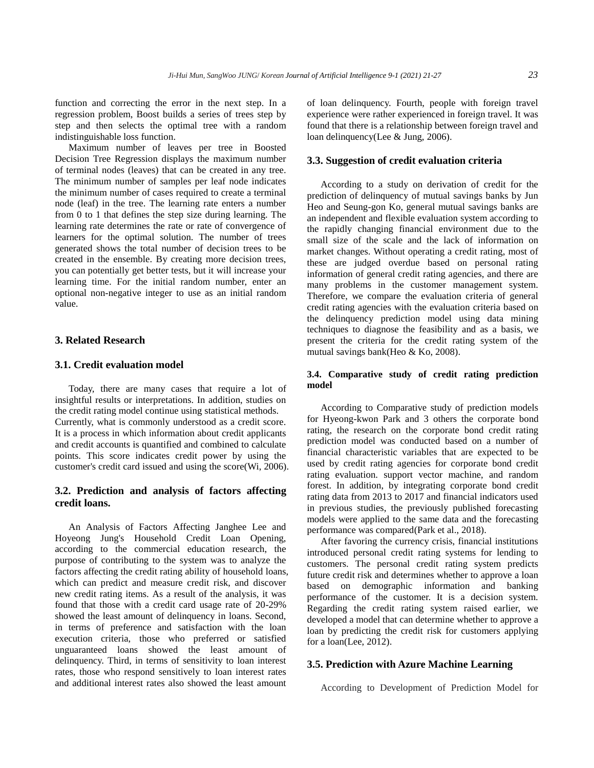function and correcting the error in the next step. In a regression problem, Boost builds a series of trees step by step and then selects the optimal tree with a random indistinguishable loss function.

Maximum number of leaves per tree in Boosted Decision Tree Regression displays the maximum number of terminal nodes (leaves) that can be created in any tree. The minimum number of samples per leaf node indicates the minimum number of cases required to create a terminal node (leaf) in the tree. The learning rate enters a number from 0 to 1 that defines the step size during learning. The learning rate determines the rate or rate of convergence of learners for the optimal solution. The number of trees generated shows the total number of decision trees to be created in the ensemble. By creating more decision trees, you can potentially get better tests, but it will increase your learning time. For the initial random number, enter an optional non-negative integer to use as an initial random value.

## 3. Related Research

### 3.1. Credit evaluation model

Today, there are many cases that require a lot of insightful results or interpretations. In addition, studies on the credit rating model continue using statistical methods. Currently, what is commonly understood as a credit score. It is a process in which information about credit applicants and credit accounts is quantified and combined to calculate points. This score indicates credit power by using the customer's credit card issued and using the score(Wi, 2006).

### 3.2. Prediction and analysis of factors affecting credit loans.

An Analysis of Factors Affecting Janghee Lee and Hoyeong Jung's Household Credit Loan Opening, according to the commercial education research, the purpose of contributing to the system was to analyze the factors affecting the credit rating ability of household loans, which can predict and measure credit risk, and discover new credit rating items. As a result of the analysis, it was found that those with a credit card usage rate of 20-29% showed the least amount of delinquency in loans. Second, in terms of preference and satisfaction with the loan execution criteria, those who preferred or satisfied unguaranteed loans showed the least amount of delinquency. Third, in terms of sensitivity to loan interest rates, those who respond sensitively to loan interest rates and additional interest rates also showed the least amount of loan delinquency. Fourth, people with foreign travel experience were rather experienced in foreign travel. It was found that there is a relationship between foreign travel and loan delinquency(Lee & Jung, 2006).

### 3.3. Suggestion of credit evaluation criteria

According to a study on derivation of credit for the prediction of delinquency of mutual savings banks by Jun Heo and Seung-gon Ko, general mutual savings banks are an independent and flexible evaluation system according to the rapidly changing financial environment due to the small size of the scale and the lack of information on market changes. Without operating a credit rating, most of these are judged overdue based on personal rating information of general credit rating agencies, and there are many problems in the customer management system. Therefore, we compare the evaluation criteria of general credit rating agencies with the evaluation criteria based on the delinquency prediction model using data mining techniques to diagnose the feasibility and as a basis, we present the criteria for the credit rating system of the mutual savings bank(Heo & Ko, 2008).

#### 3.4. Comparative study of credit rating prediction model

According to Comparative study of prediction models for Hyeong-kwon Park and 3 others the corporate bond rating, the research on the corporate bond credit rating prediction model was conducted based on a number of financial characteristic variables that are expected to be used by credit rating agencies for corporate bond credit rating evaluation. support vector machine, and random forest. In addition, by integrating corporate bond credit rating data from 2013 to 2017 and financial indicators used in previous studies, the previously published forecasting models were applied to the same data and the forecasting performance was compared(Park et al., 2018).

After favoring the currency crisis, financial institutions introduced personal credit rating systems for lending to customers. The personal credit rating system predicts future credit risk and determines whether to approve a loan based on demographic information and banking performance of the customer. It is a decision system. Regarding the credit rating system raised earlier, we developed a model that can determine whether to approve a loan by predicting the credit risk for customers applying for a loan(Lee, 2012).

### 3.5. Prediction with Azure Machine Learning

According to Development of Prediction Model for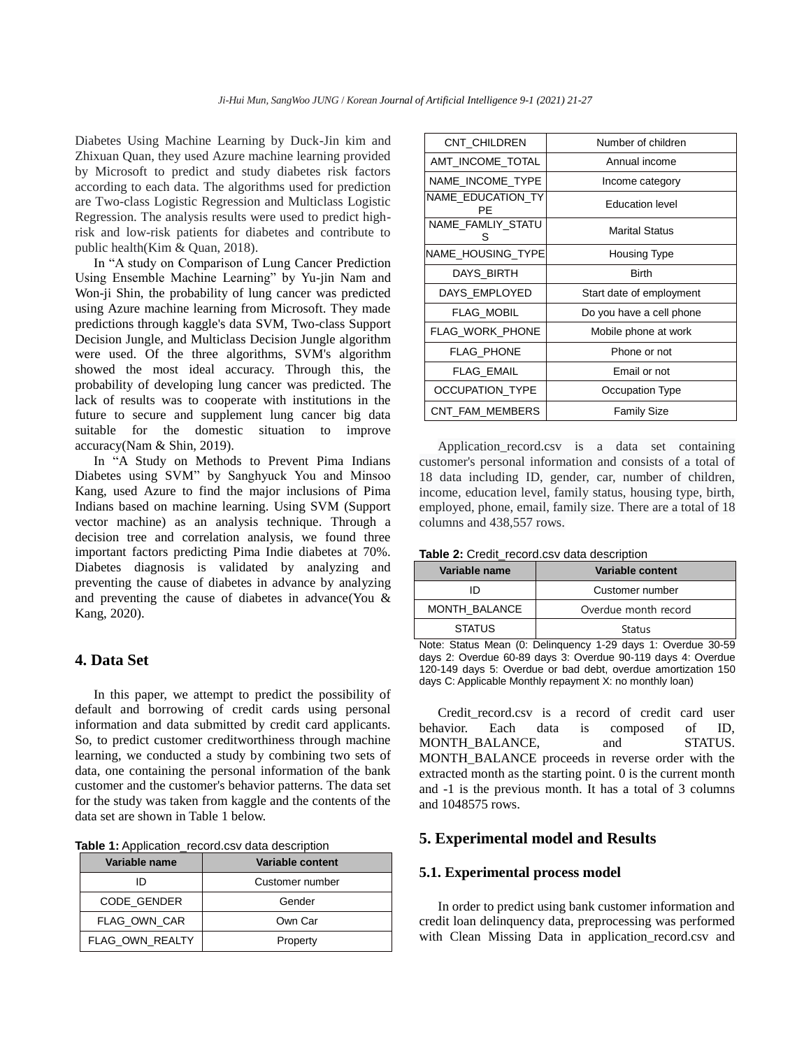Diabetes Using Machine Learning by Duck-Jin kim and Zhixuan Quan, they used Azure machine learning provided by Microsoft to predict and study diabetes risk factors according to each data. The algorithms used for prediction are Two-class Logistic Regression and Multiclass Logistic Regression. The analysis results were used to predict high-risk and low-risk patients for diabetes and contribute to public health(Kim & Quan, 2018).

In "A study on Comparison of Lung Cancer Prediction Using Ensemble Machine Learning" by Yu-jin Nam and Won-ji Shin, the probability of lung cancer was predicted using Azure machine learning from Microsoft. They made predictions through kaggle's data SVM, Two-class Support Decision Jungle, and Multiclass Decision Jungle algorithm were used. Of the three algorithms, SVM's algorithm showed the most ideal accuracy. Through this, the probability of developing lung cancer was predicted. The lack of results was to cooperate with institutions in the future to secure and supplement lung cancer big data suitable for the domestic situation to improve accuracy(Nam & Shin, 2019).

In "A Study on Methods to Prevent Pima Indians Diabetes using SVM" by Sanghyuck You and Minsoo Kang, used Azure to find the major inclusions of Pima Indians based on machine learning. Using SVM (Support vector machine) as an analysis technique. Through a decision tree and correlation analysis, we found three important factors predicting Pima Indie diabetes at 70%. Diabetes diagnosis is validated by analyzing and preventing the cause of diabetes in advance by analyzing and preventing the cause of diabetes in advance(You & Kang, 2020).

## 4. Data Set

In this paper, we attempt to predict the possibility of default and borrowing of credit cards using personal information and data submitted by credit card applicants. So, to predict customer creditworthiness through machine learning, we conducted a study by combining two sets of data, one containing the personal information of the bank customer and the customer's behavior patterns. The data set for the study was taken from kaggle and the contents of the data set are shown in Table 1 below.

**Table 1:** Application_record.csv data description

| Variable name | Variable content |
|---|---|
| ID | Customer number |
| CODE_GENDER | Gender |
| FLAG_OWN_CAR | Own Car |
| FLAG_OWN_REALTY | Property |
| CNT_CHILDREN | Number of children |
| AMT_INCOME_TOTAL | Annual income |
| NAME_INCOME_TYPE | Income category |
| NAME_EDUCATION_TYPE | Education level |
| NAME_FAMLIY_STATUS | Marital Status |
| NAME_HOUSING_TYPE | Housing Type |
| DAYS_BIRTH | Birth |
| DAYS_EMPLOYED | Start date of employment |
| FLAG_MOBIL | Do you have a cell phone |
| FLAG_WORK_PHONE | Mobile phone at work |
| FLAG_PHONE | Phone or not |
| FLAG_EMAIL | Email or not |
| OCCUPATION_TYPE | Occupation Type |
| CNT_FAM_MEMBERS | Family Size |

Application_record.csv is a data set containing customer's personal information and consists of a total of 18 data including ID, gender, car, number of children, income, education level, family status, housing type, birth, employed, phone, email, family size. There are a total of 18 columns and 438,557 rows.

**Table 2:** Credit_record.csv data description

| Variable name | Variable content |
|---|---|
| ID | Customer number |
| MONTH_BALANCE | Overdue month record |
| STATUS | Status |

Note: Status Mean (0: Delinquency 1-29 days 1: Overdue 30-59 days 2: Overdue 60-89 days 3: Overdue 90-119 days 4: Overdue 120-149 days 5: Overdue or bad debt, overdue amortization 150 days C: Applicable Monthly repayment X: no monthly loan)

Credit_record.csv is a record of credit card user behavior. Each data is composed of ID, MONTH_BALANCE, and STATUS. MONTH_BALANCE proceeds in reverse order with the extracted month as the starting point. 0 is the current month and -1 is the previous month. It has a total of 3 columns and 1048575 rows.

## 5. Experimental model and Results

### 5.1. Experimental process model

In order to predict using bank customer information and credit loan delinquency data, preprocessing was performed with Clean Missing Data in application_record.csv and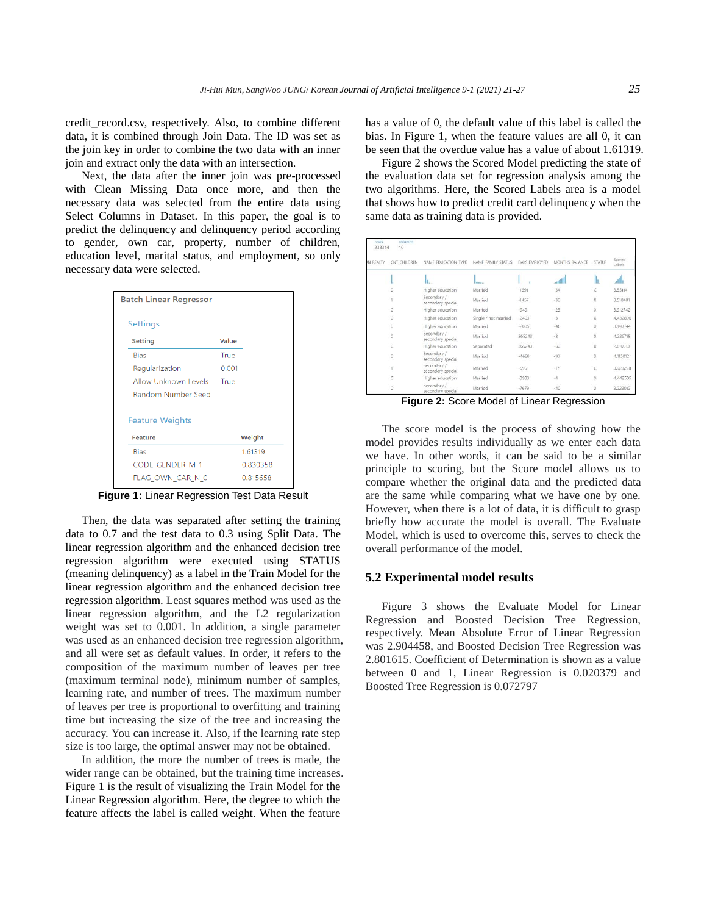credit_record.csv, respectively. Also, to combine different data, it is combined through Join Data. The ID was set as the join key in order to combine the two data with an inner join and extract only the data with an intersection.

Next, the data after the inner join was pre-processed with Clean Missing Data once more, and then the necessary data was selected from the entire data using Select Columns in Dataset. In this paper, the goal is to predict the delinquency and delinquency period according to gender, own car, property, number of children, education level, marital status, and employment, so only necessary data were selected.

**Batch Linear Regressor**

Settings

| Setting | Value |
|---|---|
| Bias | True |
| Regularization | 0.001 |
| Allow Unknown Levels | True |
| Random Number Seed | |

Feature Weights

| Feature | Weight |
|---|---|
| Bias | 1.61319 |
| CODE_GENDER_M_1 | 0.830358 |
| FLAG_OWN_CAR_N_0 | 0.815658 |

**Figure 1:** Linear Regression Test Data Result

Then, the data was separated after setting the training data to 0.7 and the test data to 0.3 using Split Data. The linear regression algorithm and the enhanced decision tree regression algorithm were executed using STATUS (meaning delinquency) as a label in the Train Model for the linear regression algorithm and the enhanced decision tree regression algorithm. Least squares method was used as the linear regression algorithm, and the L2 regularization weight was set to 0.001. In addition, a single parameter was used as an enhanced decision tree regression algorithm, and all were set as default values. In order, it refers to the composition of the maximum number of leaves per tree (maximum terminal node), minimum number of samples, learning rate, and number of trees. The maximum number of leaves per tree is proportional to overfitting and training time but increasing the size of the tree increases the accuracy. You can increase it. Also, if the learning rate step size is too large, the optimal answer may not be obtained.

In addition, the more the number of trees is made, the wider range can be obtained, but the training time increases. Figure 1 is the result of visualizing the Train Model for the Linear Regression algorithm. Here, the degree to which the feature affects the label is called weight. When the feature has a value of 0, the default value of this label is called the bias. In Figure 1, when the feature values are all 0, it can be seen that the overdue value has a value of about 1.61319.

Figure 2 shows the Scored Model predicting the state of the evaluation data set for regression analysis among the two algorithms. Here, the Scored Labels area is a model that shows how to predict credit card delinquency when the same data as training data is provided.

rows 233314, columns 10

| CNT_CHILDREN | NAME_EDUCATION_TYPE | NAME_FAMILY_STATUS | DAYS_EMPLOYED | MONTHS_BALANCE | STATUS | Scored Labels |
|---|---|---|---|---|---|---|
| 0 | Higher education | Married | -1691 | -34 | C | 3.55114 |
| 1 | Secondary / secondary special | Married | -1457 | -30 | X | 3.518401 |
| 0 | Higher education | Married | -949 | -23 | 0 | 3.912742 |
| 0 | Higher education | Single / not married | -2403 | -3 | X | 4.432806 |
| 0 | Higher education | Married | -2605 | -46 | 0 | 3.140844 |
| 0 | Secondary / secondary special | Married | 365243 | -8 | 0 | 4.226718 |
| 0 | Higher education | Separated | 365243 | -60 | X | 2.810513 |
| 0 | Secondary / secondary special | Married | -4660 | -30 | 0 | 4.115012 |
| 1 | Secondary / secondary special | Married | -595 | -17 | C | 3.923298 |
| 0 | Higher education | Married | -3933 | -4 | 0 | 4.442505 |
| 0 | Secondary / secondary special | Married | -7679 | -40 | 0 | 3.223012 |

**Figure 2:** Score Model of Linear Regression

The score model is the process of showing how the model provides results individually as we enter each data we have. In other words, it can be said to be a similar principle to scoring, but the Score model allows us to compare whether the original data and the predicted data are the same while comparing what we have one by one. However, when there is a lot of data, it is difficult to grasp briefly how accurate the model is overall. The Evaluate Model, which is used to overcome this, serves to check the overall performance of the model.

### 5.2 Experimental model results

Figure 3 shows the Evaluate Model for Linear Regression and Boosted Decision Tree Regression, respectively. Mean Absolute Error of Linear Regression was 2.904458, and Boosted Decision Tree Regression was 2.801615. Coefficient of Determination is shown as a value between 0 and 1, Linear Regression is 0.020379 and Boosted Tree Regression is 0.072797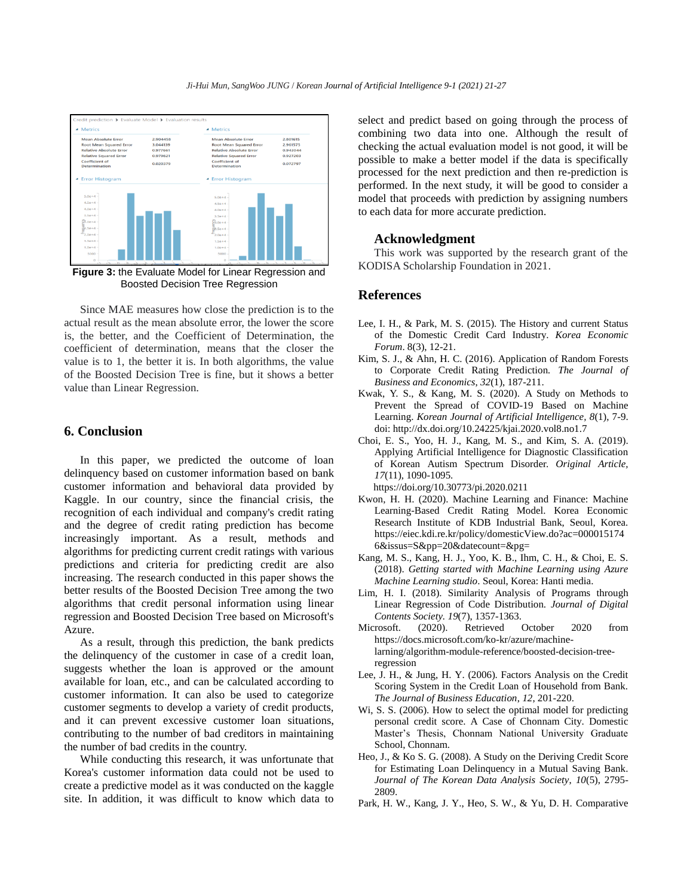**Figure 3:** the Evaluate Model for Linear Regression and Boosted Decision Tree Regression

Since MAE measures how close the prediction is to the actual result as the mean absolute error, the lower the score is, the better, and the Coefficient of Determination, the coefficient of determination, means that the closer the value is to 1, the better it is. In both algorithms, the value of the Boosted Decision Tree is fine, but it shows a better value than Linear Regression.

## 6. Conclusion

In this paper, we predicted the outcome of loan delinquency based on customer information based on bank customer information and behavioral data provided by Kaggle. In our country, since the financial crisis, the recognition of each individual and company's credit rating and the degree of credit rating prediction has become increasingly important. As a result, methods and algorithms for predicting current credit ratings with various predictions and criteria for predicting credit are also increasing. The research conducted in this paper shows the better results of the Boosted Decision Tree among the two algorithms that credit personal information using linear regression and Boosted Decision Tree based on Microsoft's Azure.

As a result, through this prediction, the bank predicts the delinquency of the customer in case of a credit loan, suggests whether the loan is approved or the amount available for loan, etc., and can be calculated according to customer information. It can also be used to categorize customer segments to develop a variety of credit products, and it can prevent excessive customer loan situations, contributing to the number of bad creditors in maintaining the number of bad credits in the country.

While conducting this research, it was unfortunate that Korea's customer information data could not be used to create a predictive model as it was conducted on the kaggle site. In addition, it was difficult to know which data to select and predict based on going through the process of combining two data into one. Although the result of checking the actual evaluation model is not good, it will be possible to make a better model if the data is specifically processed for the next prediction and then re-prediction is performed. In the next study, it will be good to consider a model that proceeds with prediction by assigning numbers to each data for more accurate prediction.

## Acknowledgment

This work was supported by the research grant of the KODISA Scholarship Foundation in 2021.

## References

Lee, I. H., & Park, M. S. (2015). The History and current Status of the Domestic Credit Card Industry. *Korea Economic Forum*. 8(3), 12-21.

Kim, S. J., & Ahn, H. C. (2016). Application of Random Forests to Corporate Credit Rating Prediction. *The Journal of Business and Economics, 32*(1), 187-211.

Kwak, Y. S., & Kang, M. S. (2020). A Study on Methods to Prevent the Spread of COVID-19 Based on Machine Learning. *Korean Journal of Artificial Intelligence, 8*(1), 7-9. doi: http://dx.doi.org/10.24225/kjai.2020.vol8.no1.7

Choi, E. S., Yoo, H. J., Kang, M. S., and Kim, S. A. (2019). Applying Artificial Intelligence for Diagnostic Classification of Korean Autism Spectrum Disorder. *Original Article, 17*(11), 1090-1095. https://doi.org/10.30773/pi.2020.0211

Kwon, H. H. (2020). Machine Learning and Finance: Machine Learning-Based Credit Rating Model. Korea Economic Research Institute of KDB Industrial Bank, Seoul, Korea. https://eiec.kdi.re.kr/policy/domesticView.do?ac=0000151746&issus=S&pp=20&datecount=&pg=

Kang, M. S., Kang, H. J., Yoo, K. B., Ihm, C. H., & Choi, E. S. (2018). *Getting started with Machine Learning using Azure Machine Learning studio*. Seoul, Korea: Hanti media.

Lim, H. I. (2018). Similarity Analysis of Programs through Linear Regression of Code Distribution. *Journal of Digital Contents Society. 19*(7), 1357-1363.

Microsoft. (2020). Retrieved October 2020 from https://docs.microsoft.com/ko-kr/azure/machine-larning/algorithm-module-reference/boosted-decision-tree-regression

Lee, J. H., & Jung, H. Y. (2006). Factors Analysis on the Credit Scoring System in the Credit Loan of Household from Bank. *The Journal of Business Education, 12,* 201-220.

Wi, S. S. (2006). How to select the optimal model for predicting personal credit score. A Case of Chonnam City. Domestic Master's Thesis, Chonnam National University Graduate School, Chonnam.

Heo, J., & Ko S. G. (2008). A Study on the Deriving Credit Score for Estimating Loan Delinquency in a Mutual Saving Bank. *Journal of The Korean Data Analysis Society, 10*(5), 2795-2809.

Park, H. W., Kang, J. Y., Heo, S. W., & Yu, D. H. Comparative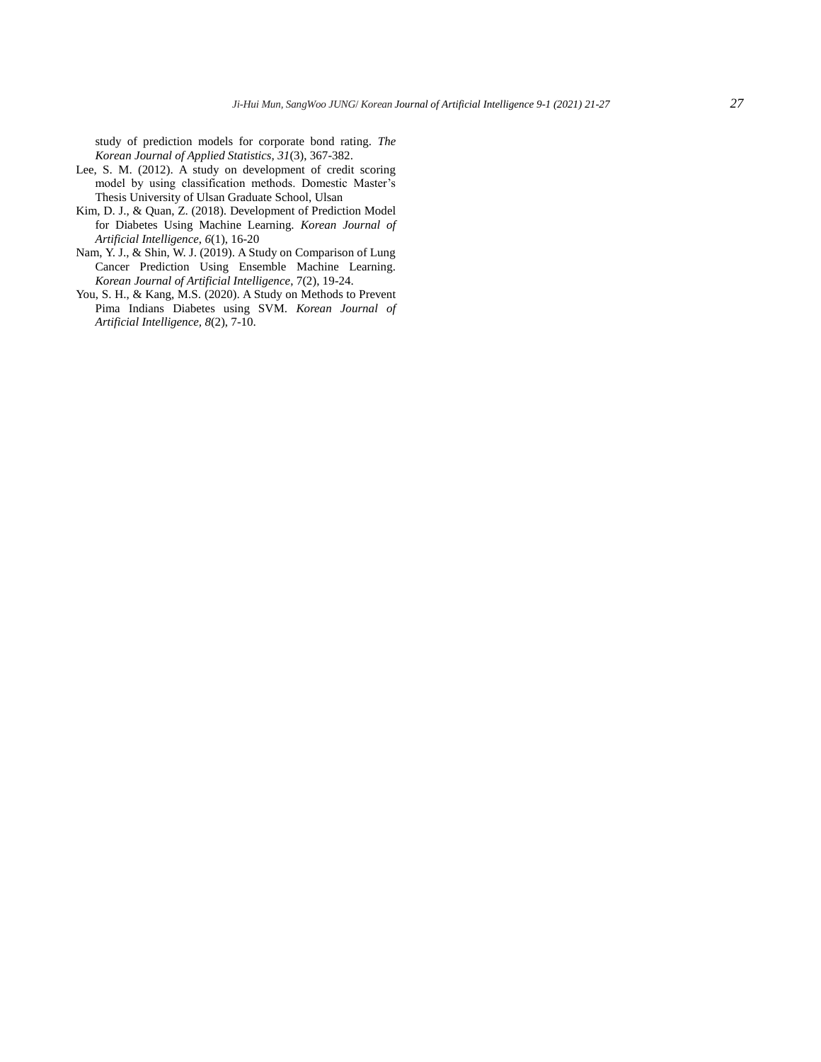study of prediction models for corporate bond rating. *The Korean Journal of Applied Statistics, 31*(3), 367-382.

Lee, S. M. (2012). A study on development of credit scoring model by using classification methods. Domestic Master's Thesis University of Ulsan Graduate School, Ulsan

Kim, D. J., & Quan, Z. (2018). Development of Prediction Model for Diabetes Using Machine Learning. *Korean Journal of Artificial Intelligence*, *6*(1), 16-20

Nam, Y. J., & Shin, W. J. (2019). A Study on Comparison of Lung Cancer Prediction Using Ensemble Machine Learning. *Korean Journal of Artificial Intelligence*, 7(2), 19-24.

You, S. H., & Kang, M.S. (2020). A Study on Methods to Prevent Pima Indians Diabetes using SVM. *Korean Journal of Artificial Intelligence*, *8*(2), 7-10.